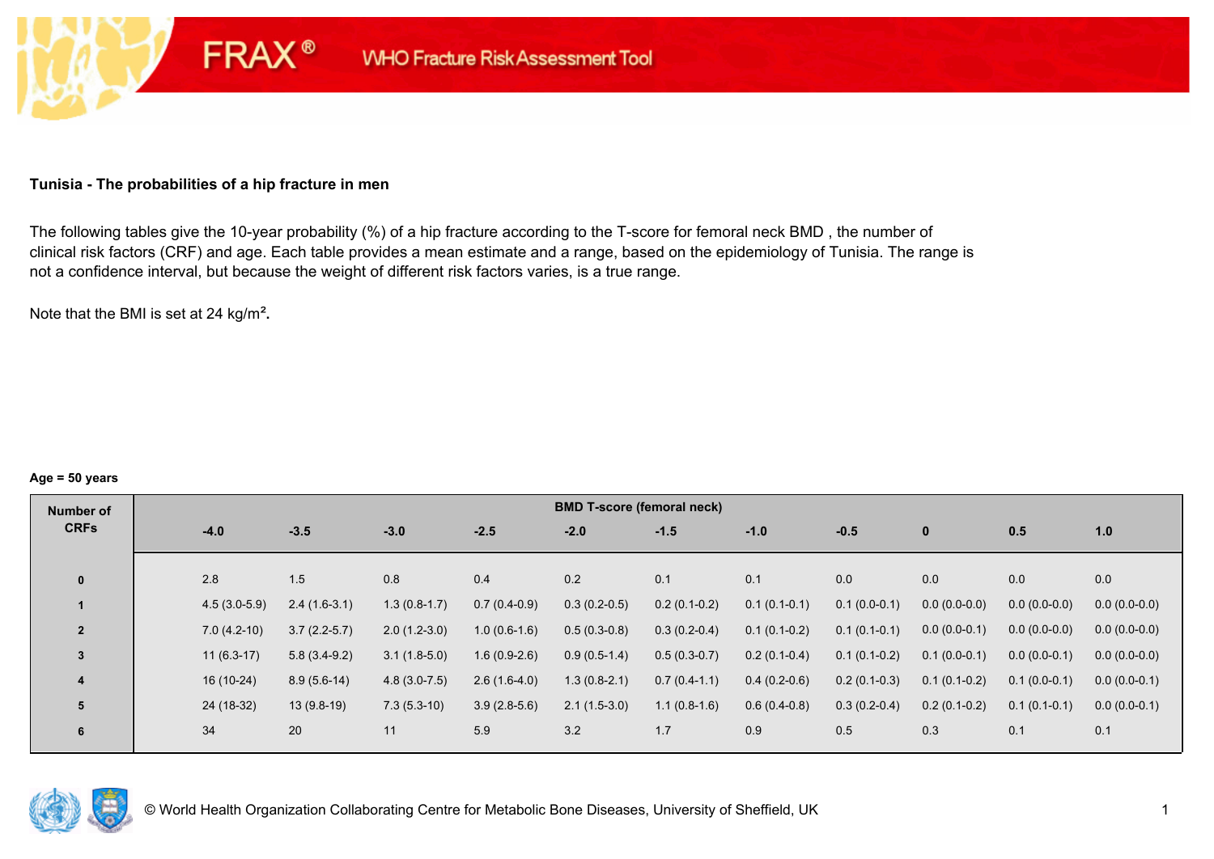FRAX® WHO Fracture Risk Assessment Tool

**Tunisia - The probabilities of a hip fracture in men**

The following tables give the 10-year probability (%) of a hip fracture according to the T-score for femoral neck BMD , the number of clinical risk factors (CRF) and age. Each table provides a mean estimate and a range, based on the epidemiology of Tunisia. The range is not a confidence interval, but because the weight of different risk factors varies, is a true range.

Note that the BMI is set at 24 kg/m².

**Age = 50 years**

| Number of CRFs | BMD T-score (femoral neck) | | | | | | | | | | |
|---|---|---|---|---|---|---|---|---|---|---|---|
| | -4.0 | -3.5 | -3.0 | -2.5 | -2.0 | -1.5 | -1.0 | -0.5 | 0 | 0.5 | 1.0 |
| 0 | 2.8 | 1.5 | 0.8 | 0.4 | 0.2 | 0.1 | 0.1 | 0.0 | 0.0 | 0.0 | 0.0 |
| 1 | 4.5 (3.0-5.9) | 2.4 (1.6-3.1) | 1.3 (0.8-1.7) | 0.7 (0.4-0.9) | 0.3 (0.2-0.5) | 0.2 (0.1-0.2) | 0.1 (0.1-0.1) | 0.1 (0.0-0.1) | 0.0 (0.0-0.0) | 0.0 (0.0-0.0) | 0.0 (0.0-0.0) |
| 2 | 7.0 (4.2-10) | 3.7 (2.2-5.7) | 2.0 (1.2-3.0) | 1.0 (0.6-1.6) | 0.5 (0.3-0.8) | 0.3 (0.2-0.4) | 0.1 (0.1-0.2) | 0.1 (0.1-0.1) | 0.0 (0.0-0.1) | 0.0 (0.0-0.0) | 0.0 (0.0-0.0) |
| 3 | 11 (6.3-17) | 5.8 (3.4-9.2) | 3.1 (1.8-5.0) | 1.6 (0.9-2.6) | 0.9 (0.5-1.4) | 0.5 (0.3-0.7) | 0.2 (0.1-0.4) | 0.1 (0.1-0.2) | 0.1 (0.0-0.1) | 0.0 (0.0-0.1) | 0.0 (0.0-0.0) |
| 4 | 16 (10-24) | 8.9 (5.6-14) | 4.8 (3.0-7.5) | 2.6 (1.6-4.0) | 1.3 (0.8-2.1) | 0.7 (0.4-1.1) | 0.4 (0.2-0.6) | 0.2 (0.1-0.3) | 0.1 (0.1-0.2) | 0.1 (0.0-0.1) | 0.0 (0.0-0.1) |
| 5 | 24 (18-32) | 13 (9.8-19) | 7.3 (5.3-10) | 3.9 (2.8-5.6) | 2.1 (1.5-3.0) | 1.1 (0.8-1.6) | 0.6 (0.4-0.8) | 0.3 (0.2-0.4) | 0.2 (0.1-0.2) | 0.1 (0.1-0.1) | 0.0 (0.0-0.1) |
| 6 | 34 | 20 | 11 | 5.9 | 3.2 | 1.7 | 0.9 | 0.5 | 0.3 | 0.1 | 0.1 |

© World Health Organization Collaborating Centre for Metabolic Bone Diseases, University of Sheffield, UK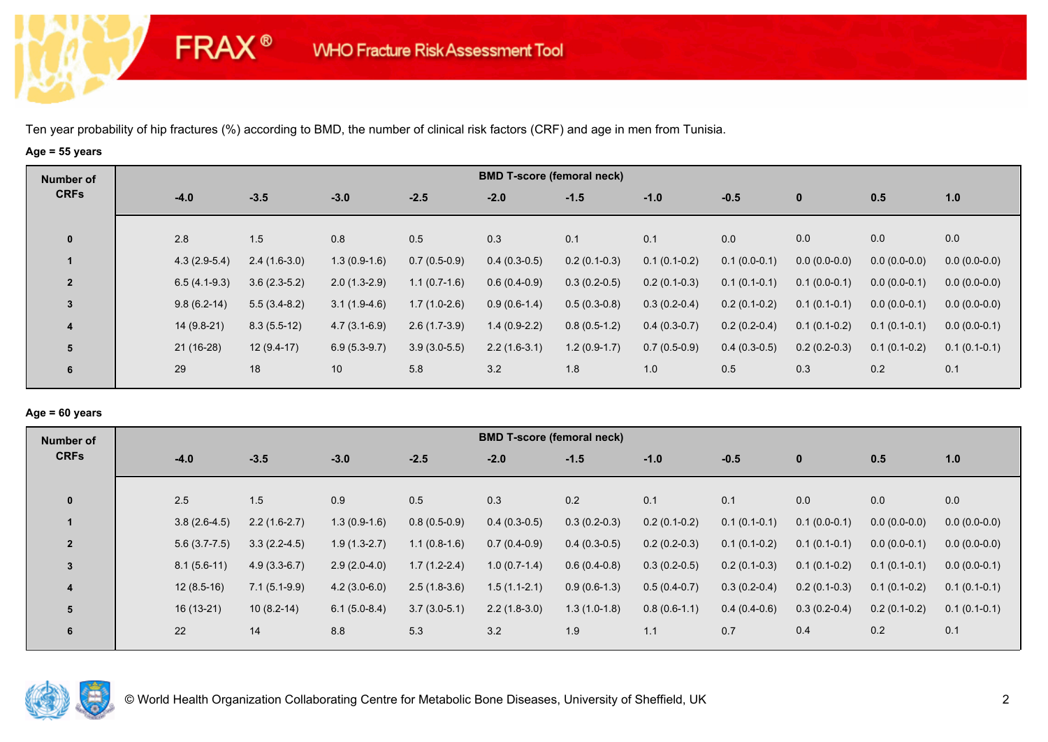FRAX® WHO Fracture Risk Assessment Tool

Ten year probability of hip fractures (%) according to BMD, the number of clinical risk factors (CRF) and age in men from Tunisia.

**Age = 55 years**

| Number of CRFs | BMD T-score (femoral neck) | | | | | | | | | | |
|---|---|---|---|---|---|---|---|---|---|---|---|
| | -4.0 | -3.5 | -3.0 | -2.5 | -2.0 | -1.5 | -1.0 | -0.5 | 0 | 0.5 | 1.0 |
| 0 | 2.8 | 1.5 | 0.8 | 0.5 | 0.3 | 0.1 | 0.1 | 0.0 | 0.0 | 0.0 | 0.0 |
| 1 | 4.3 (2.9-5.4) | 2.4 (1.6-3.0) | 1.3 (0.9-1.6) | 0.7 (0.5-0.9) | 0.4 (0.3-0.5) | 0.2 (0.1-0.3) | 0.1 (0.1-0.2) | 0.1 (0.0-0.1) | 0.0 (0.0-0.0) | 0.0 (0.0-0.0) | 0.0 (0.0-0.0) |
| 2 | 6.5 (4.1-9.3) | 3.6 (2.3-5.2) | 2.0 (1.3-2.9) | 1.1 (0.7-1.6) | 0.6 (0.4-0.9) | 0.3 (0.2-0.5) | 0.2 (0.1-0.3) | 0.1 (0.1-0.1) | 0.1 (0.0-0.1) | 0.0 (0.0-0.1) | 0.0 (0.0-0.0) |
| 3 | 9.8 (6.2-14) | 5.5 (3.4-8.2) | 3.1 (1.9-4.6) | 1.7 (1.0-2.6) | 0.9 (0.6-1.4) | 0.5 (0.3-0.8) | 0.3 (0.2-0.4) | 0.2 (0.1-0.2) | 0.1 (0.1-0.1) | 0.0 (0.0-0.1) | 0.0 (0.0-0.0) |
| 4 | 14 (9.8-21) | 8.3 (5.5-12) | 4.7 (3.1-6.9) | 2.6 (1.7-3.9) | 1.4 (0.9-2.2) | 0.8 (0.5-1.2) | 0.4 (0.3-0.7) | 0.2 (0.2-0.4) | 0.1 (0.1-0.2) | 0.1 (0.1-0.1) | 0.0 (0.0-0.1) |
| 5 | 21 (16-28) | 12 (9.4-17) | 6.9 (5.3-9.7) | 3.9 (3.0-5.5) | 2.2 (1.6-3.1) | 1.2 (0.9-1.7) | 0.7 (0.5-0.9) | 0.4 (0.3-0.5) | 0.2 (0.2-0.3) | 0.1 (0.1-0.2) | 0.1 (0.1-0.1) |
| 6 | 29 | 18 | 10 | 5.8 | 3.2 | 1.8 | 1.0 | 0.5 | 0.3 | 0.2 | 0.1 |

**Age = 60 years**

| Number of CRFs | BMD T-score (femoral neck) | | | | | | | | | | |
|---|---|---|---|---|---|---|---|---|---|---|---|
| | -4.0 | -3.5 | -3.0 | -2.5 | -2.0 | -1.5 | -1.0 | -0.5 | 0 | 0.5 | 1.0 |
| 0 | 2.5 | 1.5 | 0.9 | 0.5 | 0.3 | 0.2 | 0.1 | 0.1 | 0.0 | 0.0 | 0.0 |
| 1 | 3.8 (2.6-4.5) | 2.2 (1.6-2.7) | 1.3 (0.9-1.6) | 0.8 (0.5-0.9) | 0.4 (0.3-0.5) | 0.3 (0.2-0.3) | 0.2 (0.1-0.2) | 0.1 (0.1-0.1) | 0.1 (0.0-0.1) | 0.0 (0.0-0.0) | 0.0 (0.0-0.0) |
| 2 | 5.6 (3.7-7.5) | 3.3 (2.2-4.5) | 1.9 (1.3-2.7) | 1.1 (0.8-1.6) | 0.7 (0.4-0.9) | 0.4 (0.3-0.5) | 0.2 (0.2-0.3) | 0.1 (0.1-0.2) | 0.1 (0.1-0.1) | 0.0 (0.0-0.1) | 0.0 (0.0-0.0) |
| 3 | 8.1 (5.6-11) | 4.9 (3.3-6.7) | 2.9 (2.0-4.0) | 1.7 (1.2-2.4) | 1.0 (0.7-1.4) | 0.6 (0.4-0.8) | 0.3 (0.2-0.5) | 0.2 (0.1-0.3) | 0.1 (0.1-0.2) | 0.1 (0.1-0.1) | 0.0 (0.0-0.1) |
| 4 | 12 (8.5-16) | 7.1 (5.1-9.9) | 4.2 (3.0-6.0) | 2.5 (1.8-3.6) | 1.5 (1.1-2.1) | 0.9 (0.6-1.3) | 0.5 (0.4-0.7) | 0.3 (0.2-0.4) | 0.2 (0.1-0.3) | 0.1 (0.1-0.2) | 0.1 (0.1-0.1) |
| 5 | 16 (13-21) | 10 (8.2-14) | 6.1 (5.0-8.4) | 3.7 (3.0-5.1) | 2.2 (1.8-3.0) | 1.3 (1.0-1.8) | 0.8 (0.6-1.1) | 0.4 (0.4-0.6) | 0.3 (0.2-0.4) | 0.2 (0.1-0.2) | 0.1 (0.1-0.1) |
| 6 | 22 | 14 | 8.8 | 5.3 | 3.2 | 1.9 | 1.1 | 0.7 | 0.4 | 0.2 | 0.1 |

© World Health Organization Collaborating Centre for Metabolic Bone Diseases, University of Sheffield, UK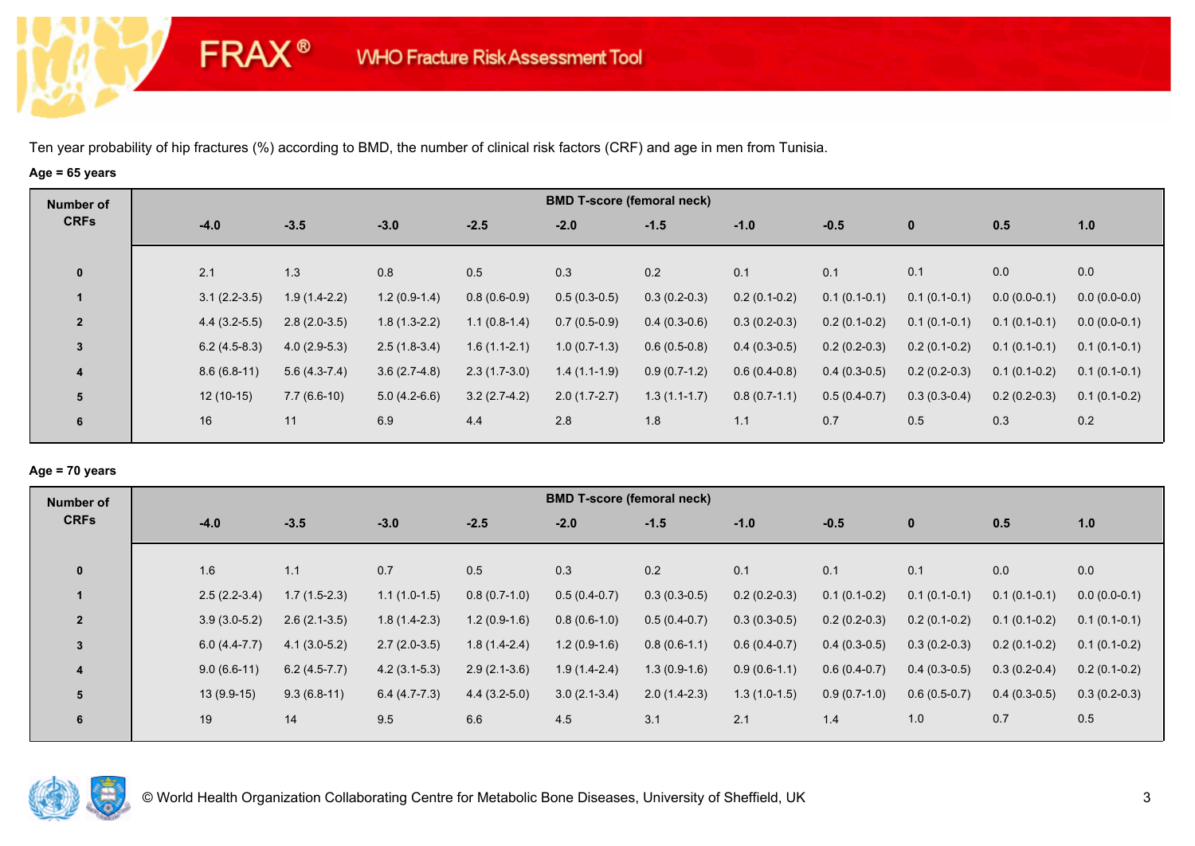FRAX® WHO Fracture Risk Assessment Tool

Ten year probability of hip fractures (%) according to BMD, the number of clinical risk factors (CRF) and age in men from Tunisia.

**Age = 65 years**

| Number of CRFs | BMD T-score (femoral neck) | | | | | | | | | | |
|---|---|---|---|---|---|---|---|---|---|---|---|
| | -4.0 | -3.5 | -3.0 | -2.5 | -2.0 | -1.5 | -1.0 | -0.5 | 0 | 0.5 | 1.0 |
| 0 | 2.1 | 1.3 | 0.8 | 0.5 | 0.3 | 0.2 | 0.1 | 0.1 | 0.1 | 0.0 | 0.0 |
| 1 | 3.1 (2.2-3.5) | 1.9 (1.4-2.2) | 1.2 (0.9-1.4) | 0.8 (0.6-0.9) | 0.5 (0.3-0.5) | 0.3 (0.2-0.3) | 0.2 (0.1-0.2) | 0.1 (0.1-0.1) | 0.1 (0.1-0.1) | 0.0 (0.0-0.1) | 0.0 (0.0-0.0) |
| 2 | 4.4 (3.2-5.5) | 2.8 (2.0-3.5) | 1.8 (1.3-2.2) | 1.1 (0.8-1.4) | 0.7 (0.5-0.9) | 0.4 (0.3-0.6) | 0.3 (0.2-0.3) | 0.2 (0.1-0.2) | 0.1 (0.1-0.1) | 0.1 (0.1-0.1) | 0.0 (0.0-0.1) |
| 3 | 6.2 (4.5-8.3) | 4.0 (2.9-5.3) | 2.5 (1.8-3.4) | 1.6 (1.1-2.1) | 1.0 (0.7-1.3) | 0.6 (0.5-0.8) | 0.4 (0.3-0.5) | 0.2 (0.2-0.3) | 0.2 (0.1-0.2) | 0.1 (0.1-0.1) | 0.1 (0.1-0.1) |
| 4 | 8.6 (6.8-11) | 5.6 (4.3-7.4) | 3.6 (2.7-4.8) | 2.3 (1.7-3.0) | 1.4 (1.1-1.9) | 0.9 (0.7-1.2) | 0.6 (0.4-0.8) | 0.4 (0.3-0.5) | 0.2 (0.2-0.3) | 0.1 (0.1-0.2) | 0.1 (0.1-0.1) |
| 5 | 12 (10-15) | 7.7 (6.6-10) | 5.0 (4.2-6.6) | 3.2 (2.7-4.2) | 2.0 (1.7-2.7) | 1.3 (1.1-1.7) | 0.8 (0.7-1.1) | 0.5 (0.4-0.7) | 0.3 (0.3-0.4) | 0.2 (0.2-0.3) | 0.1 (0.1-0.2) |
| 6 | 16 | 11 | 6.9 | 4.4 | 2.8 | 1.8 | 1.1 | 0.7 | 0.5 | 0.3 | 0.2 |

**Age = 70 years**

| Number of CRFs | BMD T-score (femoral neck) | | | | | | | | | | |
|---|---|---|---|---|---|---|---|---|---|---|---|
| | -4.0 | -3.5 | -3.0 | -2.5 | -2.0 | -1.5 | -1.0 | -0.5 | 0 | 0.5 | 1.0 |
| 0 | 1.6 | 1.1 | 0.7 | 0.5 | 0.3 | 0.2 | 0.1 | 0.1 | 0.1 | 0.0 | 0.0 |
| 1 | 2.5 (2.2-3.4) | 1.7 (1.5-2.3) | 1.1 (1.0-1.5) | 0.8 (0.7-1.0) | 0.5 (0.4-0.7) | 0.3 (0.3-0.5) | 0.2 (0.2-0.3) | 0.1 (0.1-0.2) | 0.1 (0.1-0.1) | 0.1 (0.1-0.1) | 0.0 (0.0-0.1) |
| 2 | 3.9 (3.0-5.2) | 2.6 (2.1-3.5) | 1.8 (1.4-2.3) | 1.2 (0.9-1.6) | 0.8 (0.6-1.0) | 0.5 (0.4-0.7) | 0.3 (0.3-0.5) | 0.2 (0.2-0.3) | 0.2 (0.1-0.2) | 0.1 (0.1-0.2) | 0.1 (0.1-0.1) |
| 3 | 6.0 (4.4-7.7) | 4.1 (3.0-5.2) | 2.7 (2.0-3.5) | 1.8 (1.4-2.4) | 1.2 (0.9-1.6) | 0.8 (0.6-1.1) | 0.6 (0.4-0.7) | 0.4 (0.3-0.5) | 0.3 (0.2-0.3) | 0.2 (0.1-0.2) | 0.1 (0.1-0.2) |
| 4 | 9.0 (6.6-11) | 6.2 (4.5-7.7) | 4.2 (3.1-5.3) | 2.9 (2.1-3.6) | 1.9 (1.4-2.4) | 1.3 (0.9-1.6) | 0.9 (0.6-1.1) | 0.6 (0.4-0.7) | 0.4 (0.3-0.5) | 0.3 (0.2-0.4) | 0.2 (0.1-0.2) |
| 5 | 13 (9.9-15) | 9.3 (6.8-11) | 6.4 (4.7-7.3) | 4.4 (3.2-5.0) | 3.0 (2.1-3.4) | 2.0 (1.4-2.3) | 1.3 (1.0-1.5) | 0.9 (0.7-1.0) | 0.6 (0.5-0.7) | 0.4 (0.3-0.5) | 0.3 (0.2-0.3) |
| 6 | 19 | 14 | 9.5 | 6.6 | 4.5 | 3.1 | 2.1 | 1.4 | 1.0 | 0.7 | 0.5 |

© World Health Organization Collaborating Centre for Metabolic Bone Diseases, University of Sheffield, UK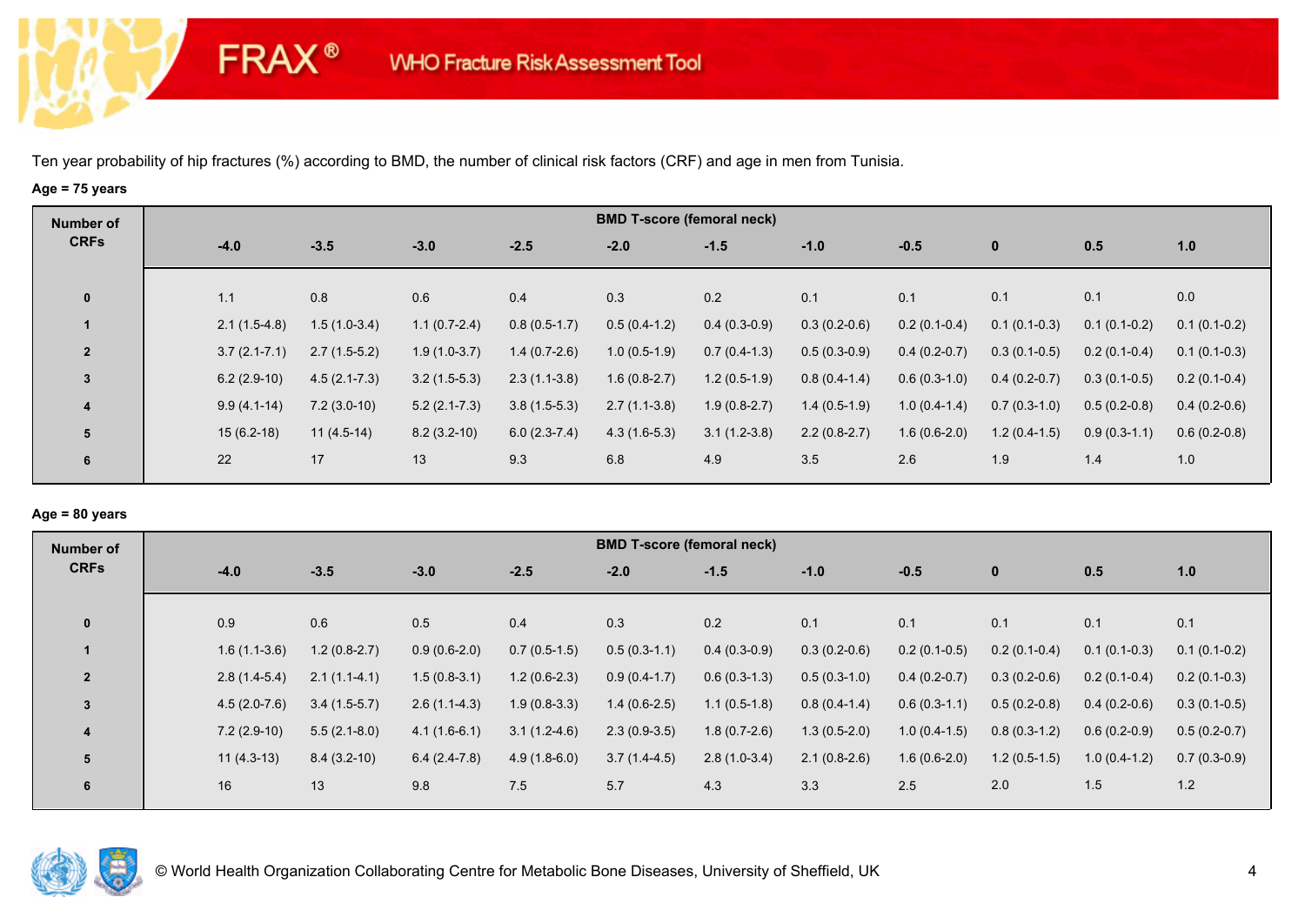FRAX® WHO Fracture Risk Assessment Tool

Ten year probability of hip fractures (%) according to BMD, the number of clinical risk factors (CRF) and age in men from Tunisia.

**Age = 75 years**

| Number of CRFs | BMD T-score (femoral neck) | | | | | | | | | | |
|---|---|---|---|---|---|---|---|---|---|---|---|
| | -4.0 | -3.5 | -3.0 | -2.5 | -2.0 | -1.5 | -1.0 | -0.5 | 0 | 0.5 | 1.0 |
| 0 | 1.1 | 0.8 | 0.6 | 0.4 | 0.3 | 0.2 | 0.1 | 0.1 | 0.1 | 0.1 | 0.0 |
| 1 | 2.1 (1.5-4.8) | 1.5 (1.0-3.4) | 1.1 (0.7-2.4) | 0.8 (0.5-1.7) | 0.5 (0.4-1.2) | 0.4 (0.3-0.9) | 0.3 (0.2-0.6) | 0.2 (0.1-0.4) | 0.1 (0.1-0.3) | 0.1 (0.1-0.2) | 0.1 (0.1-0.2) |
| 2 | 3.7 (2.1-7.1) | 2.7 (1.5-5.2) | 1.9 (1.0-3.7) | 1.4 (0.7-2.6) | 1.0 (0.5-1.9) | 0.7 (0.4-1.3) | 0.5 (0.3-0.9) | 0.4 (0.2-0.7) | 0.3 (0.1-0.5) | 0.2 (0.1-0.4) | 0.1 (0.1-0.3) |
| 3 | 6.2 (2.9-10) | 4.5 (2.1-7.3) | 3.2 (1.5-5.3) | 2.3 (1.1-3.8) | 1.6 (0.8-2.7) | 1.2 (0.5-1.9) | 0.8 (0.4-1.4) | 0.6 (0.3-1.0) | 0.4 (0.2-0.7) | 0.3 (0.1-0.5) | 0.2 (0.1-0.4) |
| 4 | 9.9 (4.1-14) | 7.2 (3.0-10) | 5.2 (2.1-7.3) | 3.8 (1.5-5.3) | 2.7 (1.1-3.8) | 1.9 (0.8-2.7) | 1.4 (0.5-1.9) | 1.0 (0.4-1.4) | 0.7 (0.3-1.0) | 0.5 (0.2-0.8) | 0.4 (0.2-0.6) |
| 5 | 15 (6.2-18) | 11 (4.5-14) | 8.2 (3.2-10) | 6.0 (2.3-7.4) | 4.3 (1.6-5.3) | 3.1 (1.2-3.8) | 2.2 (0.8-2.7) | 1.6 (0.6-2.0) | 1.2 (0.4-1.5) | 0.9 (0.3-1.1) | 0.6 (0.2-0.8) |
| 6 | 22 | 17 | 13 | 9.3 | 6.8 | 4.9 | 3.5 | 2.6 | 1.9 | 1.4 | 1.0 |

**Age = 80 years**

| Number of CRFs | BMD T-score (femoral neck) | | | | | | | | | | |
|---|---|---|---|---|---|---|---|---|---|---|---|
| | -4.0 | -3.5 | -3.0 | -2.5 | -2.0 | -1.5 | -1.0 | -0.5 | 0 | 0.5 | 1.0 |
| 0 | 0.9 | 0.6 | 0.5 | 0.4 | 0.3 | 0.2 | 0.1 | 0.1 | 0.1 | 0.1 | 0.1 |
| 1 | 1.6 (1.1-3.6) | 1.2 (0.8-2.7) | 0.9 (0.6-2.0) | 0.7 (0.5-1.5) | 0.5 (0.3-1.1) | 0.4 (0.3-0.9) | 0.3 (0.2-0.6) | 0.2 (0.1-0.5) | 0.2 (0.1-0.4) | 0.1 (0.1-0.3) | 0.1 (0.1-0.2) |
| 2 | 2.8 (1.4-5.4) | 2.1 (1.1-4.1) | 1.5 (0.8-3.1) | 1.2 (0.6-2.3) | 0.9 (0.4-1.7) | 0.6 (0.3-1.3) | 0.5 (0.3-1.0) | 0.4 (0.2-0.7) | 0.3 (0.2-0.6) | 0.2 (0.1-0.4) | 0.2 (0.1-0.3) |
| 3 | 4.5 (2.0-7.6) | 3.4 (1.5-5.7) | 2.6 (1.1-4.3) | 1.9 (0.8-3.3) | 1.4 (0.6-2.5) | 1.1 (0.5-1.8) | 0.8 (0.4-1.4) | 0.6 (0.3-1.1) | 0.5 (0.2-0.8) | 0.4 (0.2-0.6) | 0.3 (0.1-0.5) |
| 4 | 7.2 (2.9-10) | 5.5 (2.1-8.0) | 4.1 (1.6-6.1) | 3.1 (1.2-4.6) | 2.3 (0.9-3.5) | 1.8 (0.7-2.6) | 1.3 (0.5-2.0) | 1.0 (0.4-1.5) | 0.8 (0.3-1.2) | 0.6 (0.2-0.9) | 0.5 (0.2-0.7) |
| 5 | 11 (4.3-13) | 8.4 (3.2-10) | 6.4 (2.4-7.8) | 4.9 (1.8-6.0) | 3.7 (1.4-4.5) | 2.8 (1.0-3.4) | 2.1 (0.8-2.6) | 1.6 (0.6-2.0) | 1.2 (0.5-1.5) | 1.0 (0.4-1.2) | 0.7 (0.3-0.9) |
| 6 | 16 | 13 | 9.8 | 7.5 | 5.7 | 4.3 | 3.3 | 2.5 | 2.0 | 1.5 | 1.2 |

© World Health Organization Collaborating Centre for Metabolic Bone Diseases, University of Sheffield, UK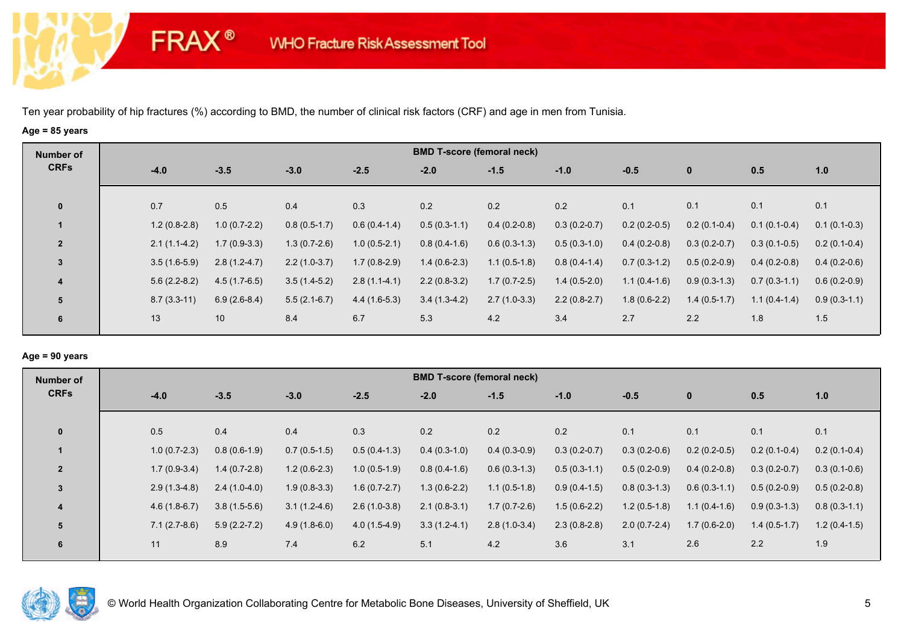FRAX® WHO Fracture Risk Assessment Tool

Ten year probability of hip fractures (%) according to BMD, the number of clinical risk factors (CRF) and age in men from Tunisia.

**Age = 85 years**

| Number of CRFs | BMD T-score (femoral neck) | | | | | | | | | | |
|---|---|---|---|---|---|---|---|---|---|---|---|
| | -4.0 | -3.5 | -3.0 | -2.5 | -2.0 | -1.5 | -1.0 | -0.5 | 0 | 0.5 | 1.0 |
| 0 | 0.7 | 0.5 | 0.4 | 0.3 | 0.2 | 0.2 | 0.2 | 0.1 | 0.1 | 0.1 | 0.1 |
| 1 | 1.2 (0.8-2.8) | 1.0 (0.7-2.2) | 0.8 (0.5-1.7) | 0.6 (0.4-1.4) | 0.5 (0.3-1.1) | 0.4 (0.2-0.8) | 0.3 (0.2-0.7) | 0.2 (0.2-0.5) | 0.2 (0.1-0.4) | 0.1 (0.1-0.4) | 0.1 (0.1-0.3) |
| 2 | 2.1 (1.1-4.2) | 1.7 (0.9-3.3) | 1.3 (0.7-2.6) | 1.0 (0.5-2.1) | 0.8 (0.4-1.6) | 0.6 (0.3-1.3) | 0.5 (0.3-1.0) | 0.4 (0.2-0.8) | 0.3 (0.2-0.7) | 0.3 (0.1-0.5) | 0.2 (0.1-0.4) |
| 3 | 3.5 (1.6-5.9) | 2.8 (1.2-4.7) | 2.2 (1.0-3.7) | 1.7 (0.8-2.9) | 1.4 (0.6-2.3) | 1.1 (0.5-1.8) | 0.8 (0.4-1.4) | 0.7 (0.3-1.2) | 0.5 (0.2-0.9) | 0.4 (0.2-0.8) | 0.4 (0.2-0.6) |
| 4 | 5.6 (2.2-8.2) | 4.5 (1.7-6.5) | 3.5 (1.4-5.2) | 2.8 (1.1-4.1) | 2.2 (0.8-3.2) | 1.7 (0.7-2.5) | 1.4 (0.5-2.0) | 1.1 (0.4-1.6) | 0.9 (0.3-1.3) | 0.7 (0.3-1.1) | 0.6 (0.2-0.9) |
| 5 | 8.7 (3.3-11) | 6.9 (2.6-8.4) | 5.5 (2.1-6.7) | 4.4 (1.6-5.3) | 3.4 (1.3-4.2) | 2.7 (1.0-3.3) | 2.2 (0.8-2.7) | 1.8 (0.6-2.2) | 1.4 (0.5-1.7) | 1.1 (0.4-1.4) | 0.9 (0.3-1.1) |
| 6 | 13 | 10 | 8.4 | 6.7 | 5.3 | 4.2 | 3.4 | 2.7 | 2.2 | 1.8 | 1.5 |

**Age = 90 years**

| Number of CRFs | BMD T-score (femoral neck) | | | | | | | | | | |
|---|---|---|---|---|---|---|---|---|---|---|---|
| | -4.0 | -3.5 | -3.0 | -2.5 | -2.0 | -1.5 | -1.0 | -0.5 | 0 | 0.5 | 1.0 |
| 0 | 0.5 | 0.4 | 0.4 | 0.3 | 0.2 | 0.2 | 0.2 | 0.1 | 0.1 | 0.1 | 0.1 |
| 1 | 1.0 (0.7-2.3) | 0.8 (0.6-1.9) | 0.7 (0.5-1.5) | 0.5 (0.4-1.3) | 0.4 (0.3-1.0) | 0.4 (0.3-0.9) | 0.3 (0.2-0.7) | 0.3 (0.2-0.6) | 0.2 (0.2-0.5) | 0.2 (0.1-0.4) | 0.2 (0.1-0.4) |
| 2 | 1.7 (0.9-3.4) | 1.4 (0.7-2.8) | 1.2 (0.6-2.3) | 1.0 (0.5-1.9) | 0.8 (0.4-1.6) | 0.6 (0.3-1.3) | 0.5 (0.3-1.1) | 0.5 (0.2-0.9) | 0.4 (0.2-0.8) | 0.3 (0.2-0.7) | 0.3 (0.1-0.6) |
| 3 | 2.9 (1.3-4.8) | 2.4 (1.0-4.0) | 1.9 (0.8-3.3) | 1.6 (0.7-2.7) | 1.3 (0.6-2.2) | 1.1 (0.5-1.8) | 0.9 (0.4-1.5) | 0.8 (0.3-1.3) | 0.6 (0.3-1.1) | 0.5 (0.2-0.9) | 0.5 (0.2-0.8) |
| 4 | 4.6 (1.8-6.7) | 3.8 (1.5-5.6) | 3.1 (1.2-4.6) | 2.6 (1.0-3.8) | 2.1 (0.8-3.1) | 1.7 (0.7-2.6) | 1.5 (0.6-2.2) | 1.2 (0.5-1.8) | 1.1 (0.4-1.6) | 0.9 (0.3-1.3) | 0.8 (0.3-1.1) |
| 5 | 7.1 (2.7-8.6) | 5.9 (2.2-7.2) | 4.9 (1.8-6.0) | 4.0 (1.5-4.9) | 3.3 (1.2-4.1) | 2.8 (1.0-3.4) | 2.3 (0.8-2.8) | 2.0 (0.7-2.4) | 1.7 (0.6-2.0) | 1.4 (0.5-1.7) | 1.2 (0.4-1.5) |
| 6 | 11 | 8.9 | 7.4 | 6.2 | 5.1 | 4.2 | 3.6 | 3.1 | 2.6 | 2.2 | 1.9 |

© World Health Organization Collaborating Centre for Metabolic Bone Diseases, University of Sheffield, UK